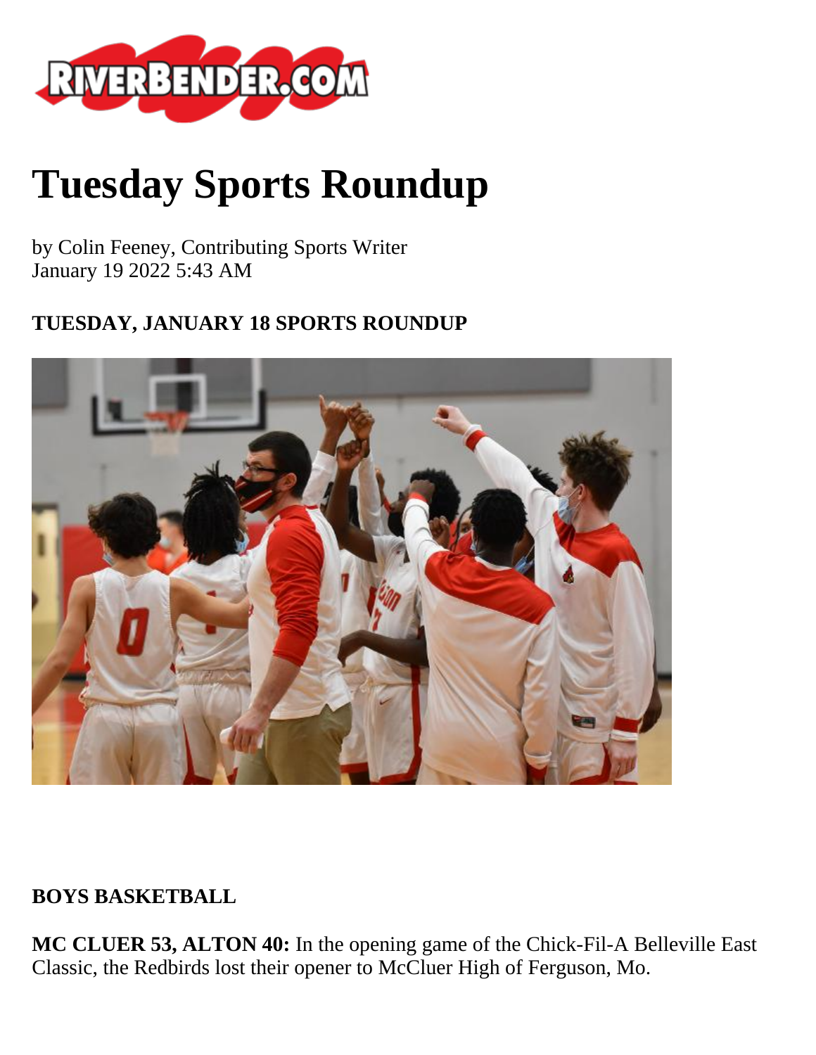# Tuesday Sports Roundup

by Colin Feeney, Contributing Sports Writer
January 19 2022 5:43 AM

**TUESDAY, JANUARY 18 SPORTS ROUNDUP**

**BOYS BASKETBALL**

**MC CLUER 53, ALTON 40:** In the opening game of the Chick-Fil-A Belleville East Classic, the Redbirds lost their opener to McCluer High of Ferguson, Mo.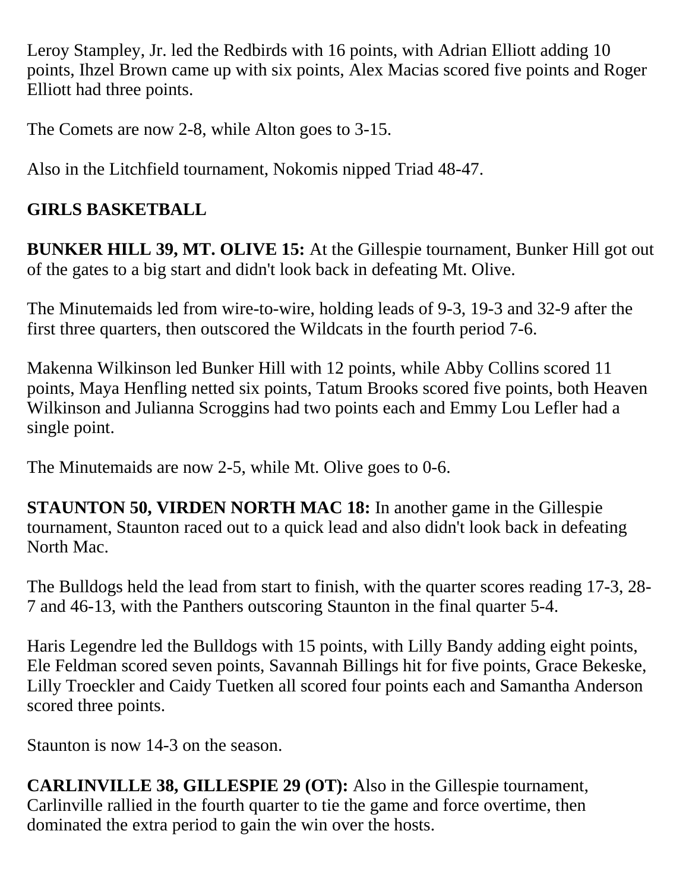Leroy Stampley, Jr. led the Redbirds with 16 points, with Adrian Elliott adding 10 points, Ihzel Brown came up with six points, Alex Macias scored five points and Roger Elliott had three points.

The Comets are now 2-8, while Alton goes to 3-15.

Also in the Litchfield tournament, Nokomis nipped Triad 48-47.

**GIRLS BASKETBALL**

**BUNKER HILL 39, MT. OLIVE 15:** At the Gillespie tournament, Bunker Hill got out of the gates to a big start and didn't look back in defeating Mt. Olive.

The Minutemaids led from wire-to-wire, holding leads of 9-3, 19-3 and 32-9 after the first three quarters, then outscored the Wildcats in the fourth period 7-6.

Makenna Wilkinson led Bunker Hill with 12 points, while Abby Collins scored 11 points, Maya Henfling netted six points, Tatum Brooks scored five points, both Heaven Wilkinson and Julianna Scroggins had two points each and Emmy Lou Lefler had a single point.

The Minutemaids are now 2-5, while Mt. Olive goes to 0-6.

**STAUNTON 50, VIRDEN NORTH MAC 18:** In another game in the Gillespie tournament, Staunton raced out to a quick lead and also didn't look back in defeating North Mac.

The Bulldogs held the lead from start to finish, with the quarter scores reading 17-3, 28-7 and 46-13, with the Panthers outscoring Staunton in the final quarter 5-4.

Haris Legendre led the Bulldogs with 15 points, with Lilly Bandy adding eight points, Ele Feldman scored seven points, Savannah Billings hit for five points, Grace Bekeske, Lilly Troeckler and Caidy Tuetken all scored four points each and Samantha Anderson scored three points.

Staunton is now 14-3 on the season.

**CARLINVILLE 38, GILLESPIE 29 (OT):** Also in the Gillespie tournament, Carlinville rallied in the fourth quarter to tie the game and force overtime, then dominated the extra period to gain the win over the hosts.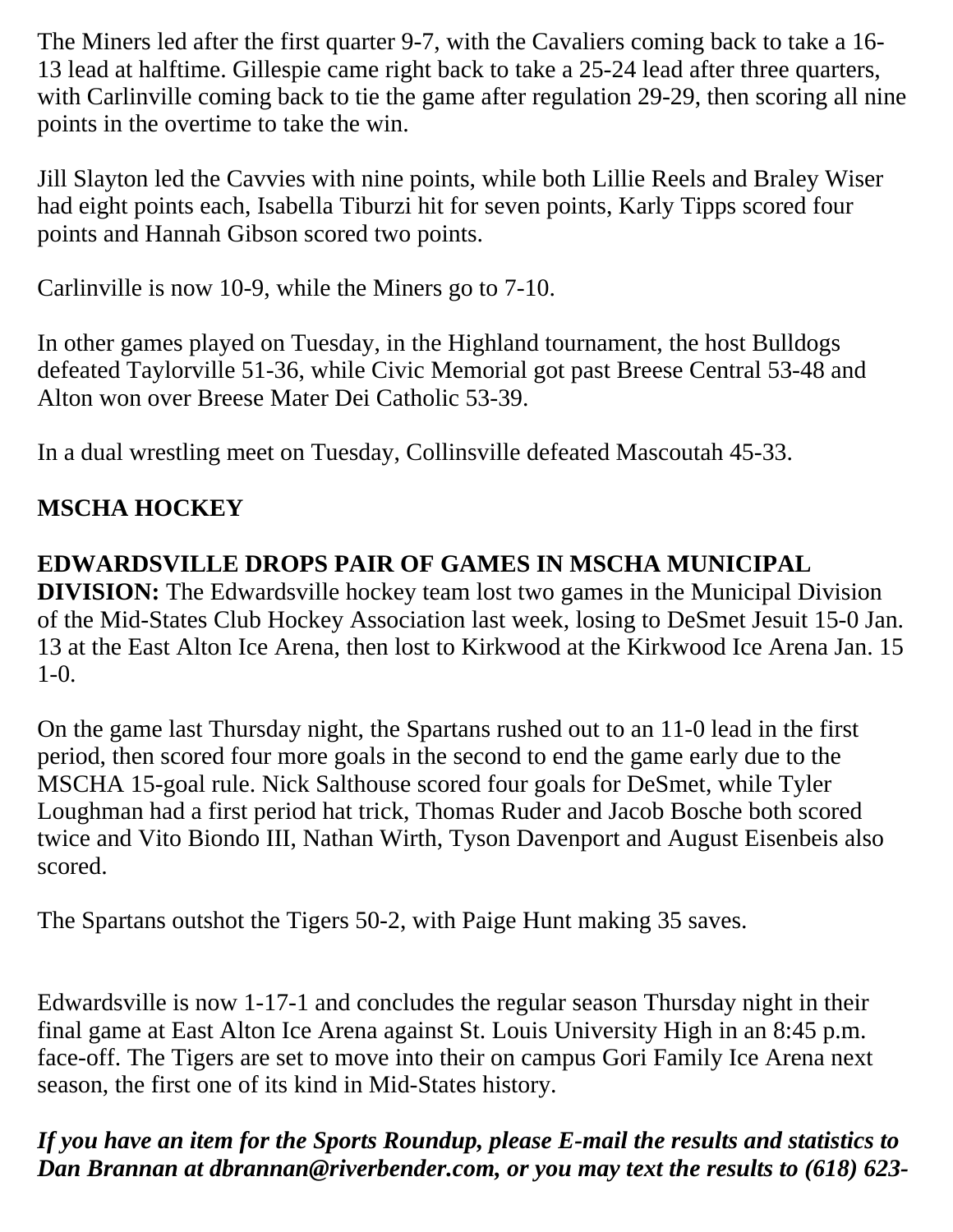The Miners led after the first quarter 9-7, with the Cavaliers coming back to take a 16-13 lead at halftime. Gillespie came right back to take a 25-24 lead after three quarters, with Carlinville coming back to tie the game after regulation 29-29, then scoring all nine points in the overtime to take the win.

Jill Slayton led the Cavvies with nine points, while both Lillie Reels and Braley Wiser had eight points each, Isabella Tiburzi hit for seven points, Karly Tipps scored four points and Hannah Gibson scored two points.

Carlinville is now 10-9, while the Miners go to 7-10.

In other games played on Tuesday, in the Highland tournament, the host Bulldogs defeated Taylorville 51-36, while Civic Memorial got past Breese Central 53-48 and Alton won over Breese Mater Dei Catholic 53-39.

In a dual wrestling meet on Tuesday, Collinsville defeated Mascoutah 45-33.

**MSCHA HOCKEY**

**EDWARDSVILLE DROPS PAIR OF GAMES IN MSCHA MUNICIPAL DIVISION:** The Edwardsville hockey team lost two games in the Municipal Division of the Mid-States Club Hockey Association last week, losing to DeSmet Jesuit 15-0 Jan. 13 at the East Alton Ice Arena, then lost to Kirkwood at the Kirkwood Ice Arena Jan. 15 1-0.

On the game last Thursday night, the Spartans rushed out to an 11-0 lead in the first period, then scored four more goals in the second to end the game early due to the MSCHA 15-goal rule. Nick Salthouse scored four goals for DeSmet, while Tyler Loughman had a first period hat trick, Thomas Ruder and Jacob Bosche both scored twice and Vito Biondo III, Nathan Wirth, Tyson Davenport and August Eisenbeis also scored.

The Spartans outshot the Tigers 50-2, with Paige Hunt making 35 saves.

Edwardsville is now 1-17-1 and concludes the regular season Thursday night in their final game at East Alton Ice Arena against St. Louis University High in an 8:45 p.m. face-off. The Tigers are set to move into their on campus Gori Family Ice Arena next season, the first one of its kind in Mid-States history.

***If you have an item for the Sports Roundup, please E-mail the results and statistics to Dan Brannan at dbrannan@riverbender.com, or you may text the results to (618) 623-***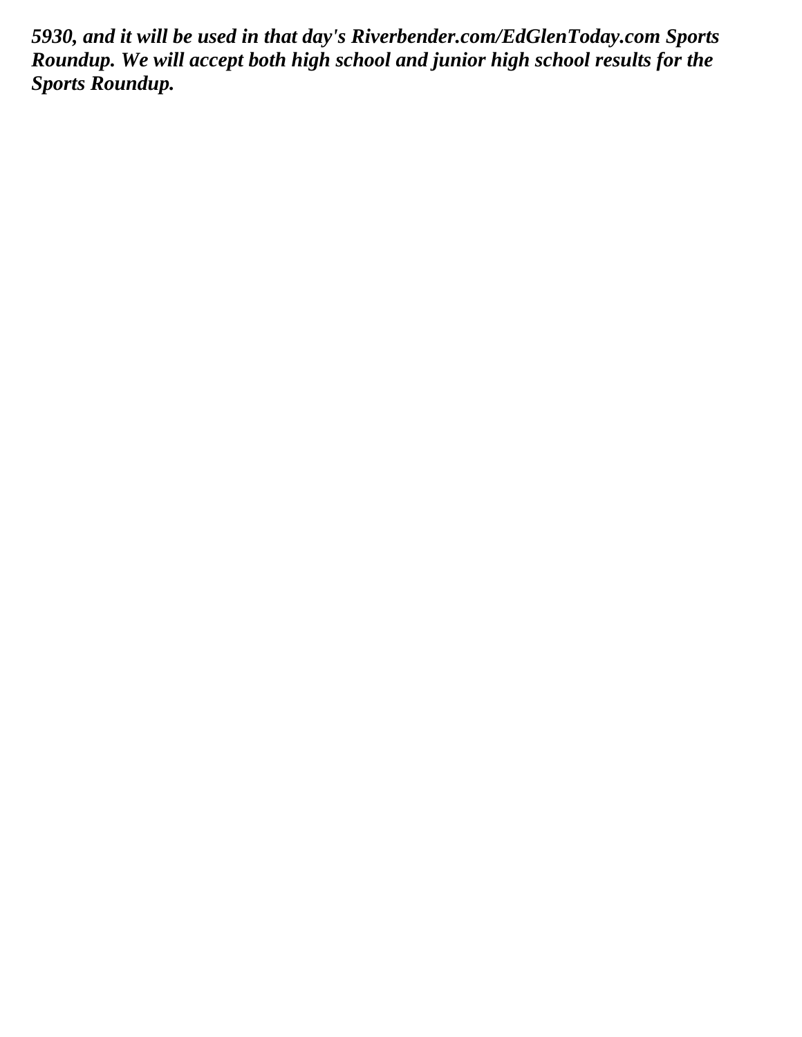***5930, and it will be used in that day's Riverbender.com/EdGlenToday.com Sports Roundup. We will accept both high school and junior high school results for the Sports Roundup.***